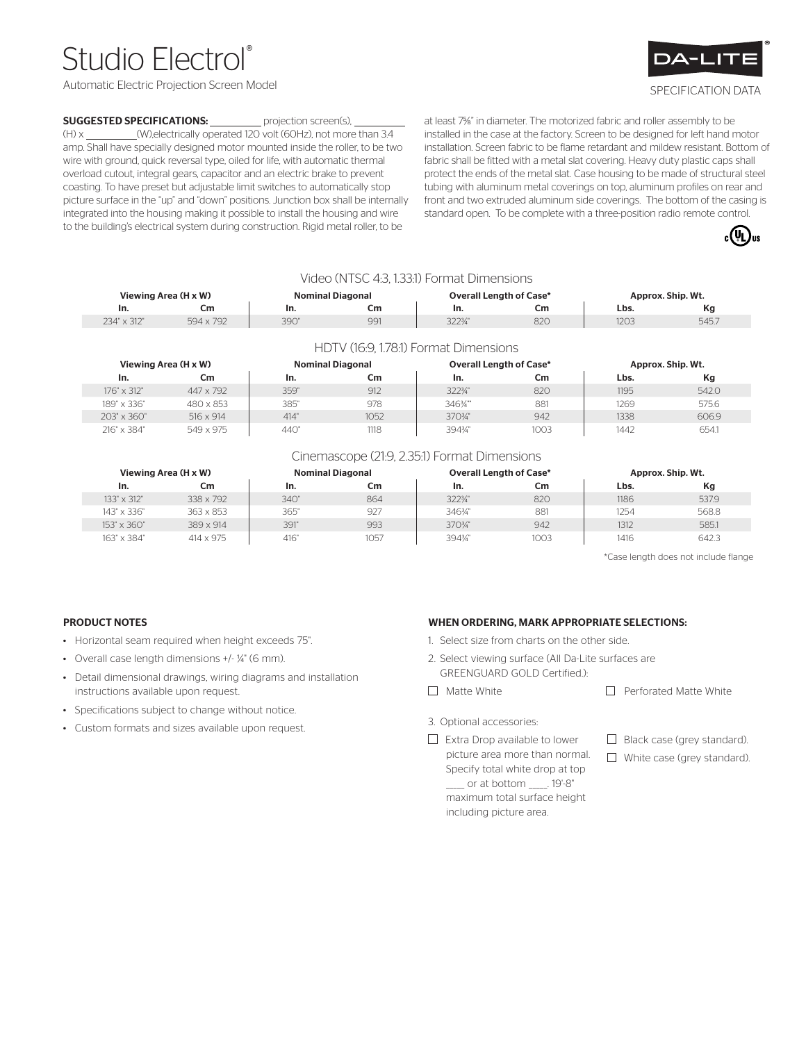# Studio Electrol®

Automatic Electric Projection Screen Model

DA-LITE®

SPECIFICATION DATA

**SUGGESTED SPECIFICATIONS:** __________ projection screen(s), __________ (H) x __________ (W),electrically operated 120 volt (60Hz), not more than 3.4 amp. Shall have specially designed motor mounted inside the roller, to be two wire with ground, quick reversal type, oiled for life, with automatic thermal overload cutout, integral gears, capacitor and an electric brake to prevent coasting. To have preset but adjustable limit switches to automatically stop picture surface in the "up" and "down" positions. Junction box shall be internally integrated into the housing making it possible to install the housing and wire to the building's electrical system during construction. Rigid metal roller, to be at least 7⅝" in diameter. The motorized fabric and roller assembly to be installed in the case at the factory. Screen to be designed for left hand motor installation. Screen fabric to be flame retardant and mildew resistant. Bottom of fabric shall be fitted with a metal slat covering. Heavy duty plastic caps shall protect the ends of the metal slat. Case housing to be made of structural steel tubing with aluminum metal coverings on top, aluminum profiles on rear and front and two extruded aluminum side coverings. The bottom of the casing is standard open. To be complete with a three-position radio remote control.

c UL us

## Video (NTSC 4:3, 1.33:1) Format Dimensions

| Viewing Area (H x W) | | Nominal Diagonal | | Overall Length of Case* | | Approx. Ship. Wt. | |
|---|---|---|---|---|---|---|---|
| In. | Cm | In. | Cm | In. | Cm | Lbs. | Kg |
| 234" x 312" | 594 x 792 | 390" | 991 | 322¾" | 820 | 1203 | 545.7 |

## HDTV (16:9, 1.78:1) Format Dimensions

| Viewing Area (H x W) | | Nominal Diagonal | | Overall Length of Case* | | Approx. Ship. Wt. | |
|---|---|---|---|---|---|---|---|
| In. | Cm | In. | Cm | In. | Cm | Lbs. | Kg |
| 176" x 312" | 447 x 792 | 359" | 912 | 322¾" | 820 | 1195 | 542.0 |
| 189" x 336" | 480 x 853 | 385" | 978 | 346¾" | 881 | 1269 | 575.6 |
| 203" x 360" | 516 x 914 | 414" | 1052 | 370¾" | 942 | 1338 | 606.9 |
| 216" x 384" | 549 x 975 | 440" | 1118 | 394¾" | 1003 | 1442 | 654.1 |

## Cinemascope (21:9, 2.35:1) Format Dimensions

| Viewing Area (H x W) | | Nominal Diagonal | | Overall Length of Case* | | Approx. Ship. Wt. | |
|---|---|---|---|---|---|---|---|
| In. | Cm | In. | Cm | In. | Cm | Lbs. | Kg |
| 133" x 312" | 338 x 792 | 340" | 864 | 322¾" | 820 | 1186 | 537.9 |
| 143" x 336" | 363 x 853 | 365" | 927 | 346¾" | 881 | 1254 | 568.8 |
| 153" x 360" | 389 x 914 | 391" | 993 | 370¾" | 942 | 1312 | 585.1 |
| 163" x 384" | 414 x 975 | 416" | 1057 | 394¾" | 1003 | 1416 | 642.3 |

*Case length does not include flange

### PRODUCT NOTES

- Horizontal seam required when height exceeds 75".
- Overall case length dimensions +/- ¼" (6 mm).
- Detail dimensional drawings, wiring diagrams and installation instructions available upon request.
- Specifications subject to change without notice.
- Custom formats and sizes available upon request.

### WHEN ORDERING, MARK APPROPRIATE SELECTIONS:

1. Select size from charts on the other side.
2. Select viewing surface (All Da-Lite surfaces are GREENGUARD GOLD Certified.):

- ☐ Matte White
- ☐ Perforated Matte White

3. Optional accessories:

- ☐ Extra Drop available to lower picture area more than normal. Specify total white drop at top ____ or at bottom ____. 19'-8" maximum total surface height including picture area.
- ☐ Black case (grey standard).
- ☐ White case (grey standard).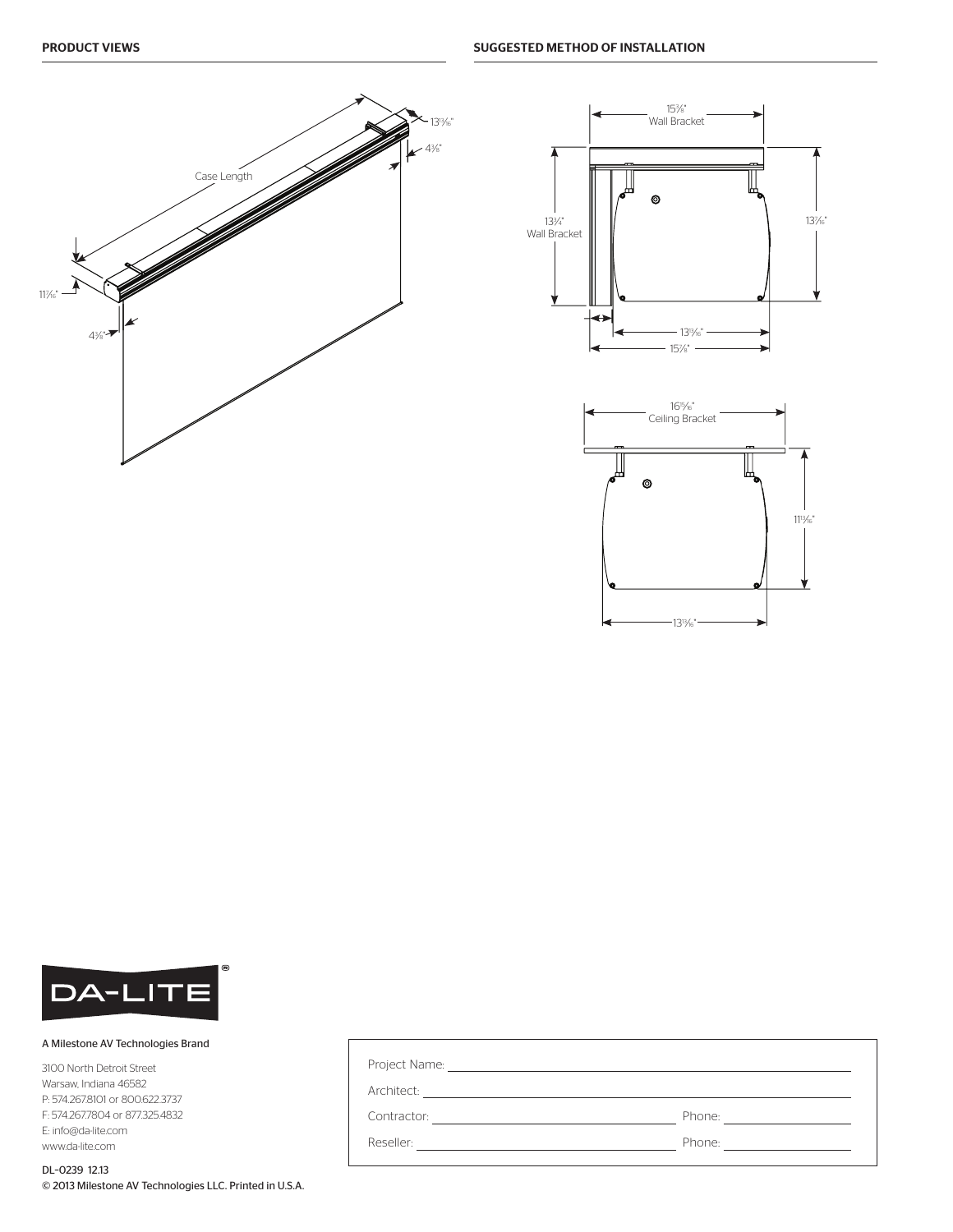## PRODUCT VIEWS

Case Length

13$^{13}/_{16}$"

4$^{3}/_{8}$"

11$^{7}/_{16}$"

4$^{3}/_{8}$"

## SUGGESTED METHOD OF INSTALLATION

15$^{7}/_{8}$"
Wall Bracket

13$^{3}/_{4}$"
Wall Bracket

13$^{7}/_{16}$"

13$^{15}/_{16}$"

15$^{7}/_{8}$"

16$^{15}/_{16}$"
Ceiling Bracket

11$^{15}/_{16}$"

13$^{15}/_{16}$"

DA-LITE®

A Milestone AV Technologies Brand

3100 North Detroit Street
Warsaw, Indiana 46582
P: 574.267.8101 or 800.622.3737
F: 574.267.7804 or 877.325.4832
E: info@da-lite.com
www.da-lite.com

DL-0239 12.13
© 2013 Milestone AV Technologies LLC. Printed in U.S.A.

Project Name: ______________________________

Architect: ______________________________

Contractor: ______________________ Phone: ______________

Reseller: ______________________ Phone: ______________